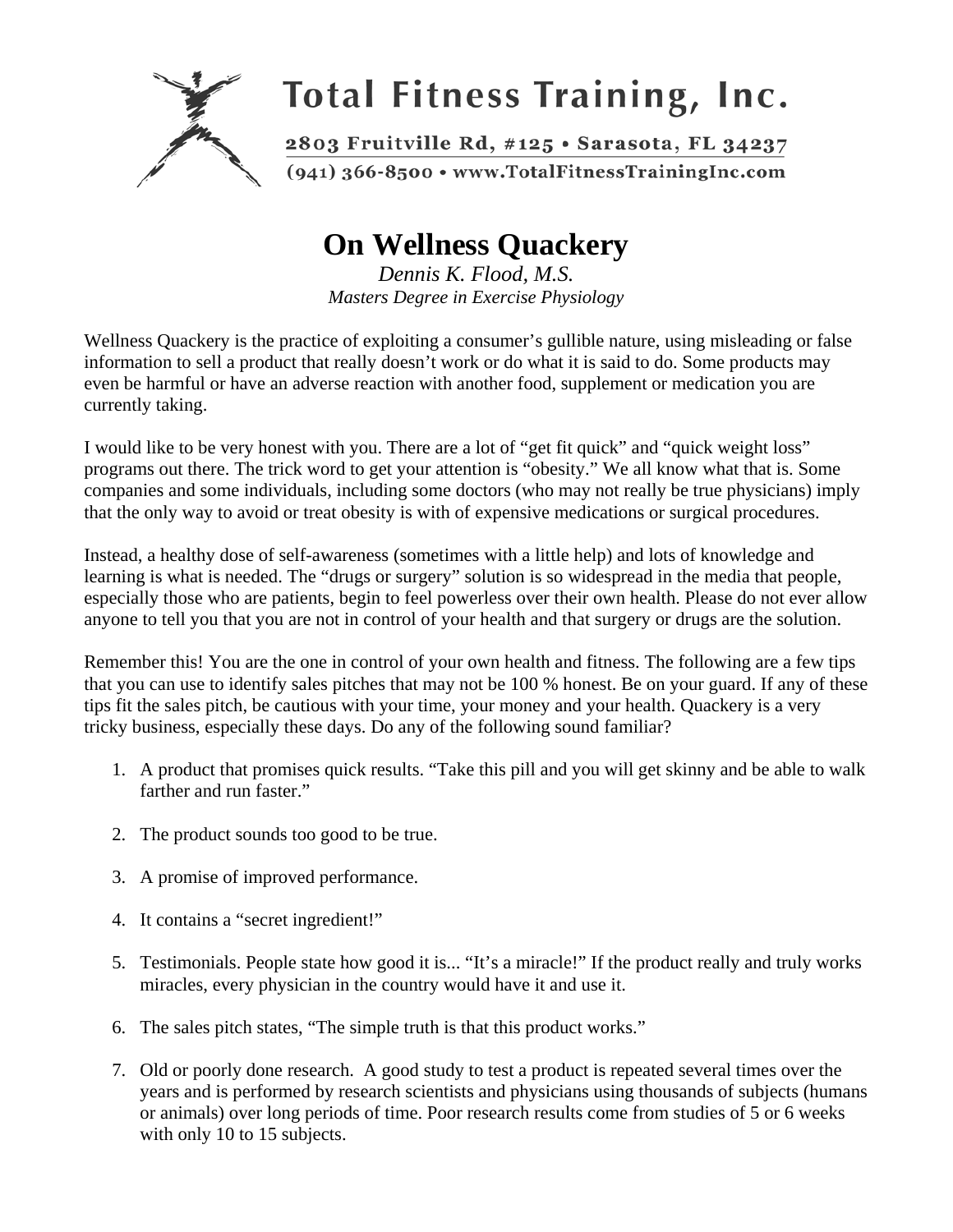**Total Fitness Training, Inc.**

2803 Fruitville Rd, #125 • Sarasota, FL 34237
(941) 366-8500 • www.TotalFitnessTrainingInc.com

# On Wellness Quackery

*Dennis K. Flood, M.S.*
*Masters Degree in Exercise Physiology*

Wellness Quackery is the practice of exploiting a consumer's gullible nature, using misleading or false information to sell a product that really doesn't work or do what it is said to do. Some products may even be harmful or have an adverse reaction with another food, supplement or medication you are currently taking.

I would like to be very honest with you. There are a lot of "get fit quick" and "quick weight loss" programs out there. The trick word to get your attention is "obesity." We all know what that is. Some companies and some individuals, including some doctors (who may not really be true physicians) imply that the only way to avoid or treat obesity is with of expensive medications or surgical procedures.

Instead, a healthy dose of self-awareness (sometimes with a little help) and lots of knowledge and learning is what is needed. The "drugs or surgery" solution is so widespread in the media that people, especially those who are patients, begin to feel powerless over their own health. Please do not ever allow anyone to tell you that you are not in control of your health and that surgery or drugs are the solution.

Remember this! You are the one in control of your own health and fitness. The following are a few tips that you can use to identify sales pitches that may not be 100 % honest. Be on your guard. If any of these tips fit the sales pitch, be cautious with your time, your money and your health. Quackery is a very tricky business, especially these days. Do any of the following sound familiar?

1. A product that promises quick results. "Take this pill and you will get skinny and be able to walk farther and run faster."

2. The product sounds too good to be true.

3. A promise of improved performance.

4. It contains a "secret ingredient!"

5. Testimonials. People state how good it is... "It's a miracle!" If the product really and truly works miracles, every physician in the country would have it and use it.

6. The sales pitch states, "The simple truth is that this product works."

7. Old or poorly done research. A good study to test a product is repeated several times over the years and is performed by research scientists and physicians using thousands of subjects (humans or animals) over long periods of time. Poor research results come from studies of 5 or 6 weeks with only 10 to 15 subjects.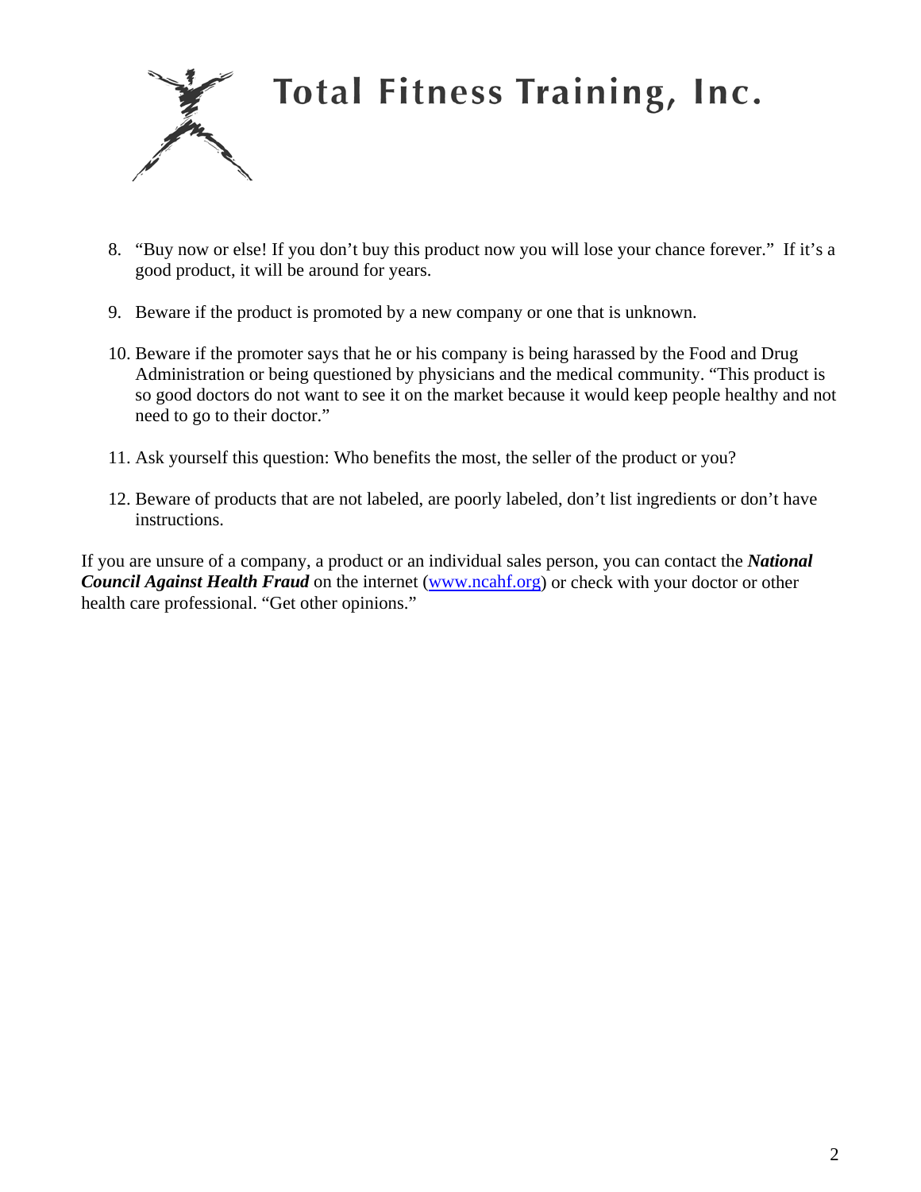# Total Fitness Training, Inc.

8. "Buy now or else! If you don't buy this product now you will lose your chance forever." If it's a good product, it will be around for years.

9. Beware if the product is promoted by a new company or one that is unknown.

10. Beware if the promoter says that he or his company is being harassed by the Food and Drug Administration or being questioned by physicians and the medical community. "This product is so good doctors do not want to see it on the market because it would keep people healthy and not need to go to their doctor."

11. Ask yourself this question: Who benefits the most, the seller of the product or you?

12. Beware of products that are not labeled, are poorly labeled, don't list ingredients or don't have instructions.

If you are unsure of a company, a product or an individual sales person, you can contact the ***National Council Against Health Fraud*** on the internet (www.ncahf.org) or check with your doctor or other health care professional. "Get other opinions."